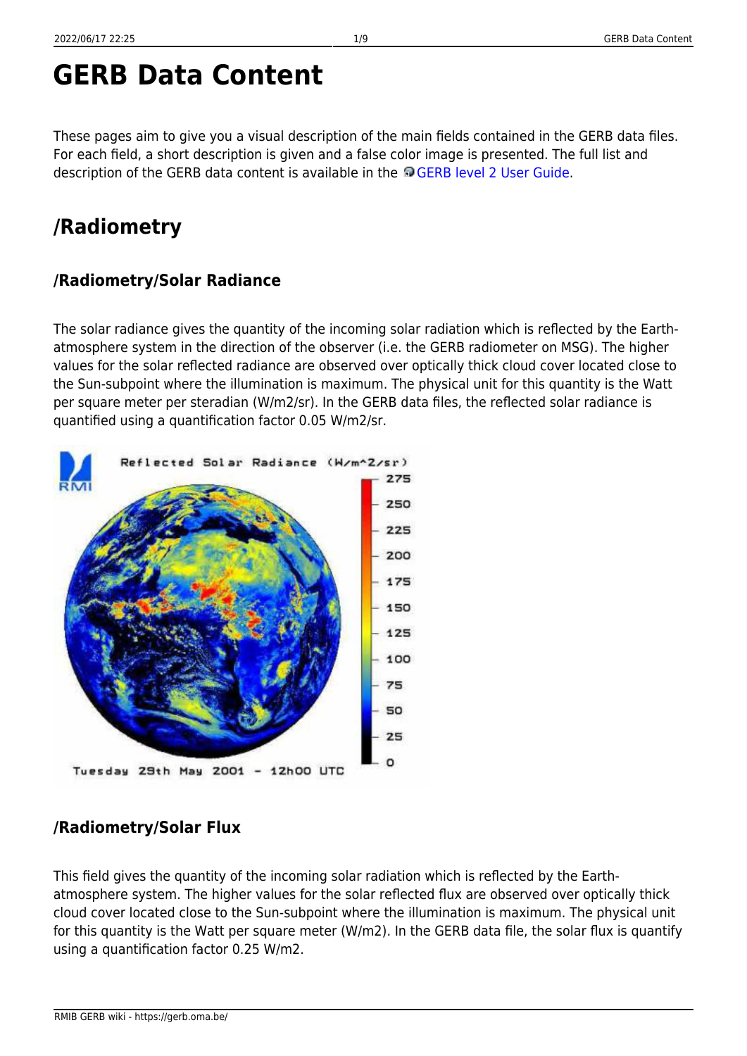# GERB Data Content

These pages aim to give you a visual description of the main fields contained in the GERB data files. For each field, a short description is given and a false color image is presented. The full list and description of the GERB data content is available in the GERB level 2 User Guide.

## /Radiometry

### /Radiometry/Solar Radiance

The solar radiance gives the quantity of the incoming solar radiation which is reflected by the Earth-atmosphere system in the direction of the observer (i.e. the GERB radiometer on MSG). The higher values for the solar reflected radiance are observed over optically thick cloud cover located close to the Sun-subpoint where the illumination is maximum. The physical unit for this quantity is the Watt per square meter per steradian (W/m2/sr). In the GERB data files, the reflected solar radiance is quantified using a quantification factor 0.05 W/m2/sr.

### /Radiometry/Solar Flux

This field gives the quantity of the incoming solar radiation which is reflected by the Earth-atmosphere system. The higher values for the solar reflected flux are observed over optically thick cloud cover located close to the Sun-subpoint where the illumination is maximum. The physical unit for this quantity is the Watt per square meter (W/m2). In the GERB data file, the solar flux is quantify using a quantification factor 0.25 W/m2.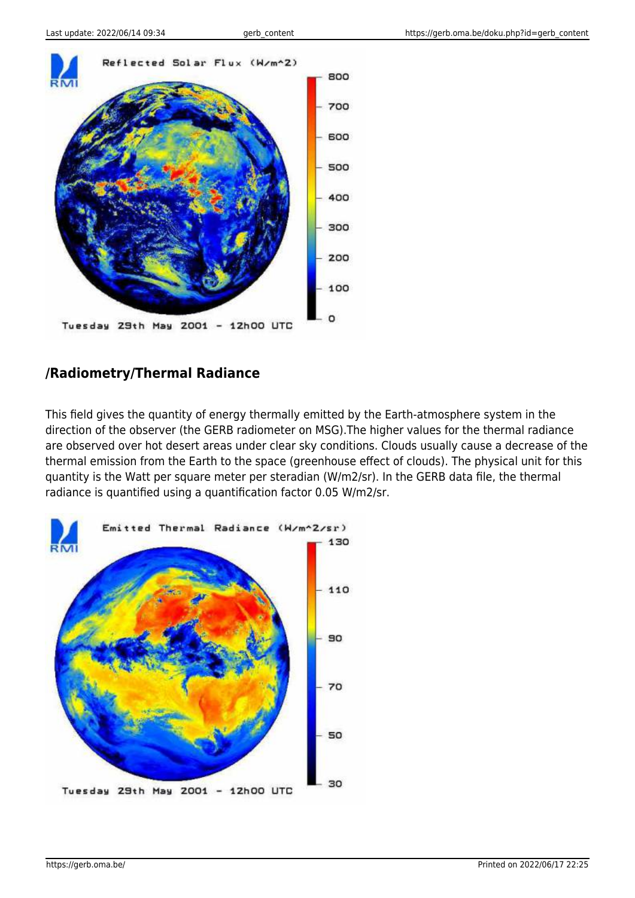## /Radiometry/Thermal Radiance

This field gives the quantity of energy thermally emitted by the Earth-atmosphere system in the direction of the observer (the GERB radiometer on MSG).The higher values for the thermal radiance are observed over hot desert areas under clear sky conditions. Clouds usually cause a decrease of the thermal emission from the Earth to the space (greenhouse effect of clouds). The physical unit for this quantity is the Watt per square meter per steradian (W/m2/sr). In the GERB data file, the thermal radiance is quantified using a quantification factor 0.05 W/m2/sr.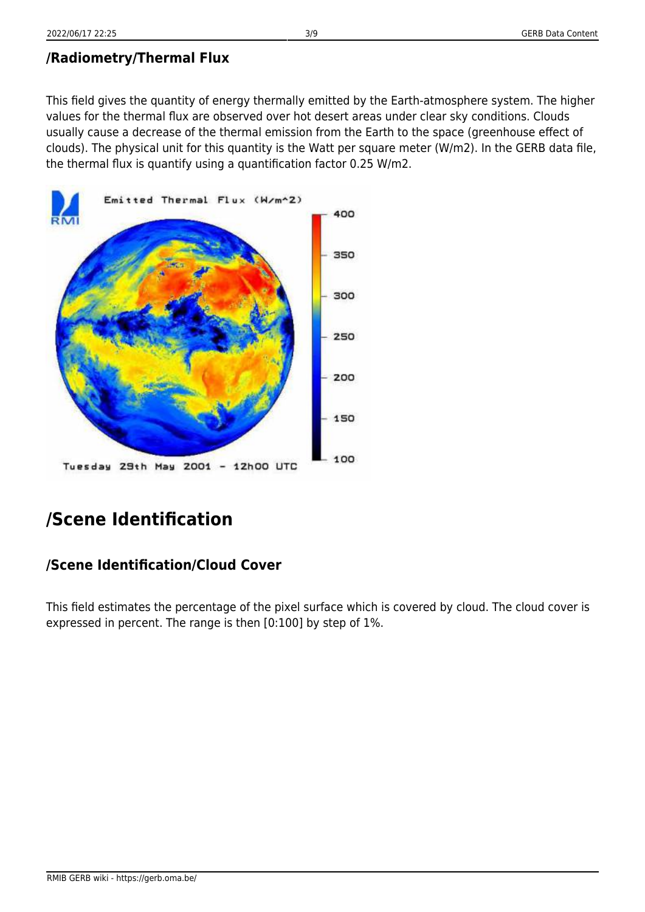### /Radiometry/Thermal Flux

This field gives the quantity of energy thermally emitted by the Earth-atmosphere system. The higher values for the thermal flux are observed over hot desert areas under clear sky conditions. Clouds usually cause a decrease of the thermal emission from the Earth to the space (greenhouse effect of clouds). The physical unit for this quantity is the Watt per square meter (W/m2). In the GERB data file, the thermal flux is quantify using a quantification factor 0.25 W/m2.

## /Scene Identification

### /Scene Identification/Cloud Cover

This field estimates the percentage of the pixel surface which is covered by cloud. The cloud cover is expressed in percent. The range is then [0:100] by step of 1%.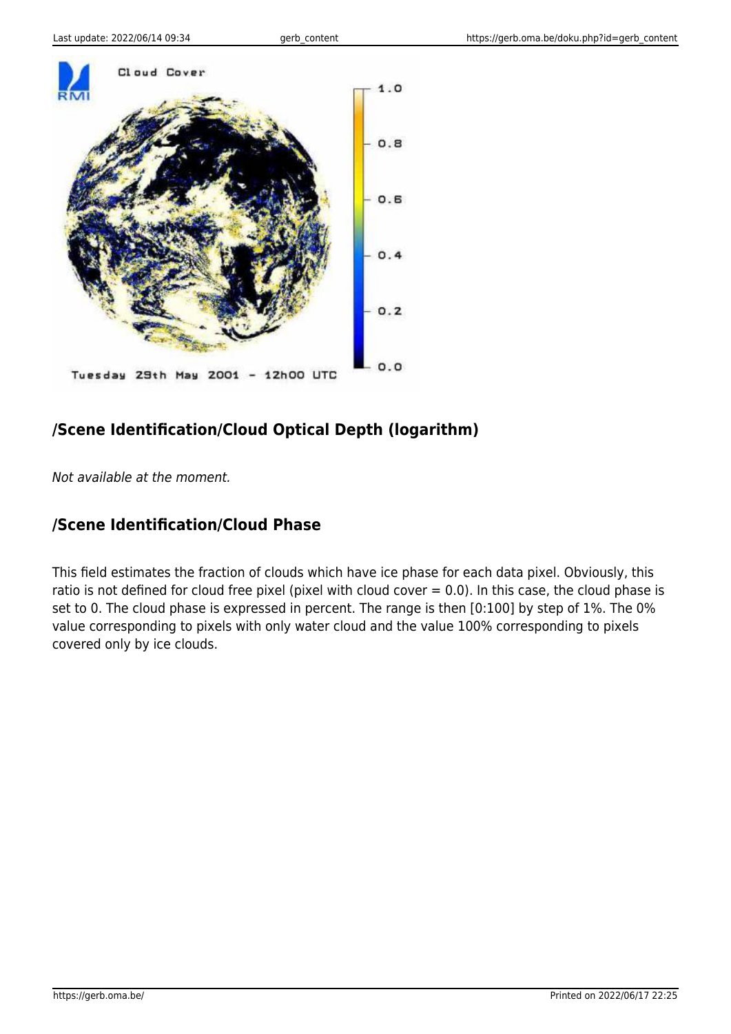## /Scene Identification/Cloud Optical Depth (logarithm)

*Not available at the moment.*

## /Scene Identification/Cloud Phase

This field estimates the fraction of clouds which have ice phase for each data pixel. Obviously, this ratio is not defined for cloud free pixel (pixel with cloud cover = 0.0). In this case, the cloud phase is set to 0. The cloud phase is expressed in percent. The range is then [0:100] by step of 1%. The 0% value corresponding to pixels with only water cloud and the value 100% corresponding to pixels covered only by ice clouds.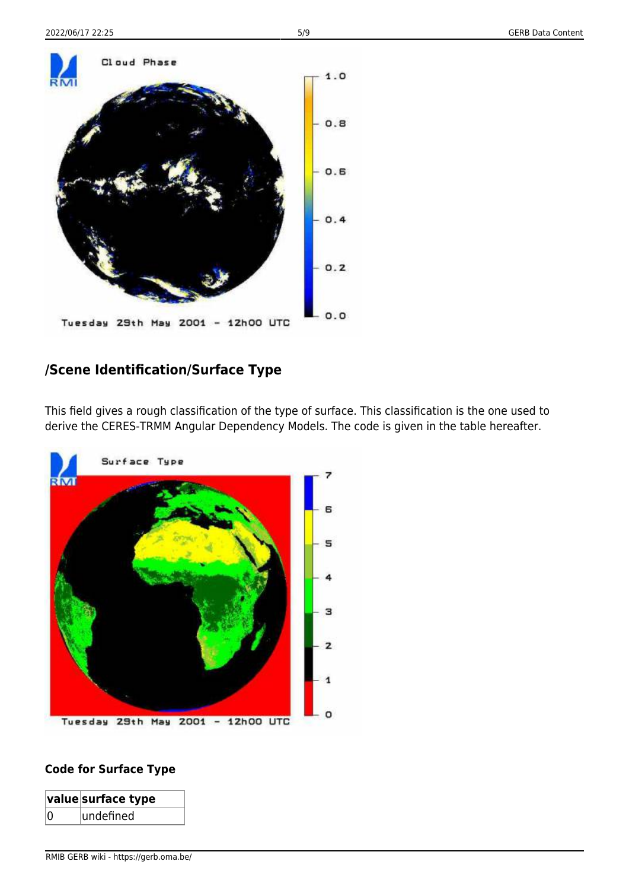## /Scene Identification/Surface Type

This field gives a rough classification of the type of surface. This classification is the one used to derive the CERES-TRMM Angular Dependency Models. The code is given in the table hereafter.

### Code for Surface Type

| value | surface type |
|---|---|
| 0 | undefined |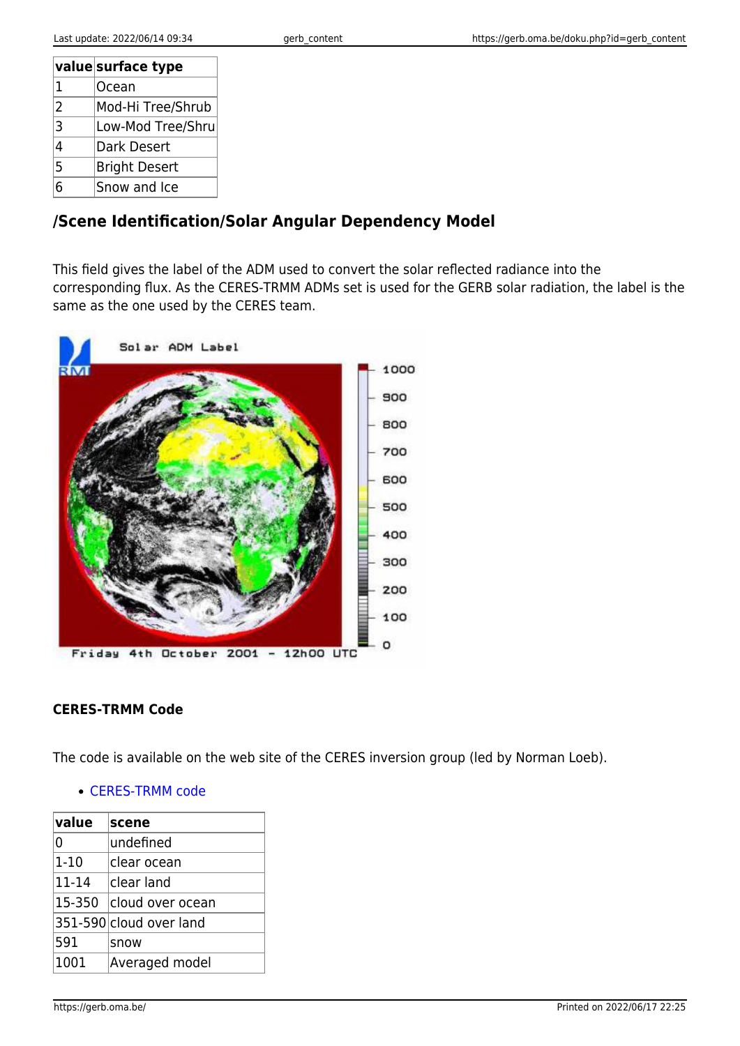| value | surface type |
|---|---|
| 1 | Ocean |
| 2 | Mod-Hi Tree/Shrub |
| 3 | Low-Mod Tree/Shru |
| 4 | Dark Desert |
| 5 | Bright Desert |
| 6 | Snow and Ice |

## /Scene Identification/Solar Angular Dependency Model

This field gives the label of the ADM used to convert the solar reflected radiance into the corresponding flux. As the CERES-TRMM ADMs set is used for the GERB solar radiation, the label is the same as the one used by the CERES team.

#### CERES-TRMM Code

The code is available on the web site of the CERES inversion group (led by Norman Loeb).

- CERES-TRMM code

| value | scene |
|---|---|
| 0 | undefined |
| 1-10 | clear ocean |
| 11-14 | clear land |
| 15-350 | cloud over ocean |
| 351-590 | cloud over land |
| 591 | snow |
| 1001 | Averaged model |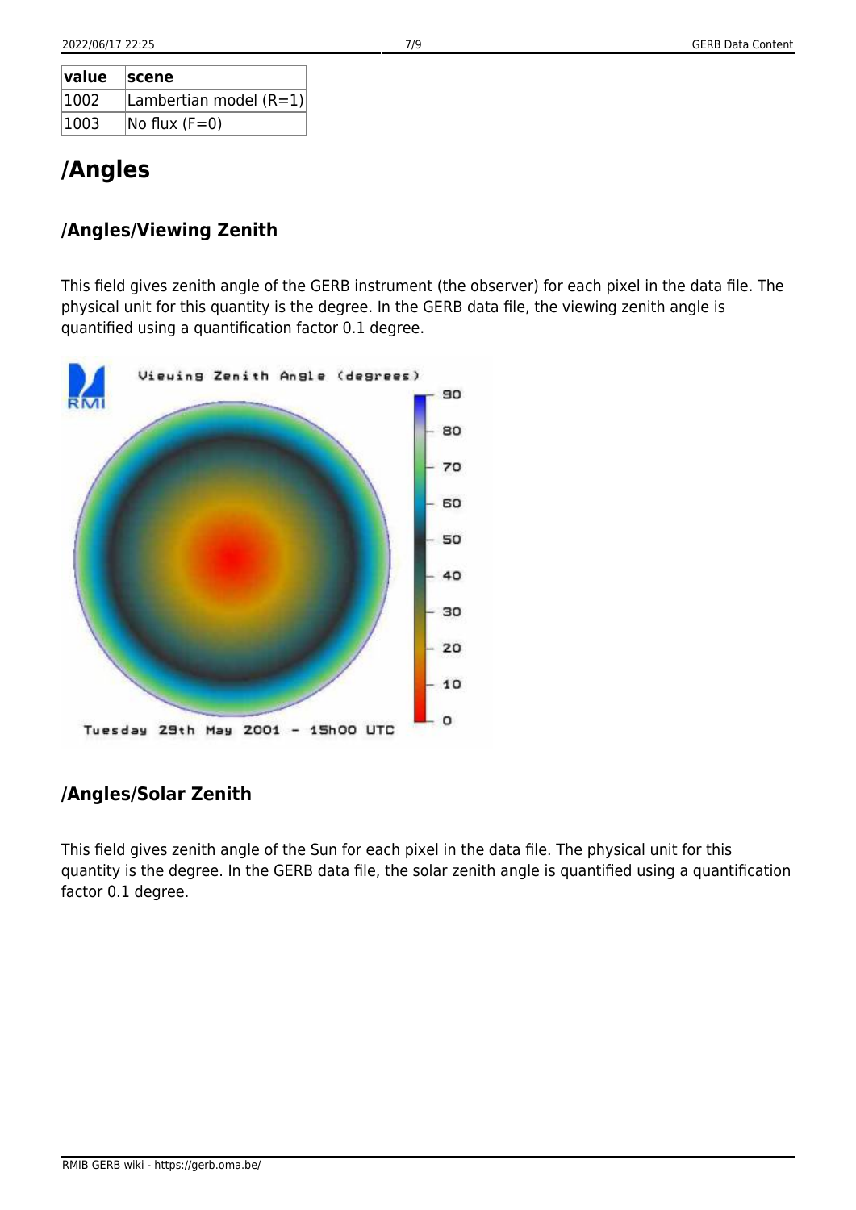| value | scene |
| --- | --- |
| 1002 | Lambertian model (R=1) |
| 1003 | No flux (F=0) |

# /Angles

## /Angles/Viewing Zenith

This field gives zenith angle of the GERB instrument (the observer) for each pixel in the data file. The physical unit for this quantity is the degree. In the GERB data file, the viewing zenith angle is quantified using a quantification factor 0.1 degree.

## /Angles/Solar Zenith

This field gives zenith angle of the Sun for each pixel in the data file. The physical unit for this quantity is the degree. In the GERB data file, the solar zenith angle is quantified using a quantification factor 0.1 degree.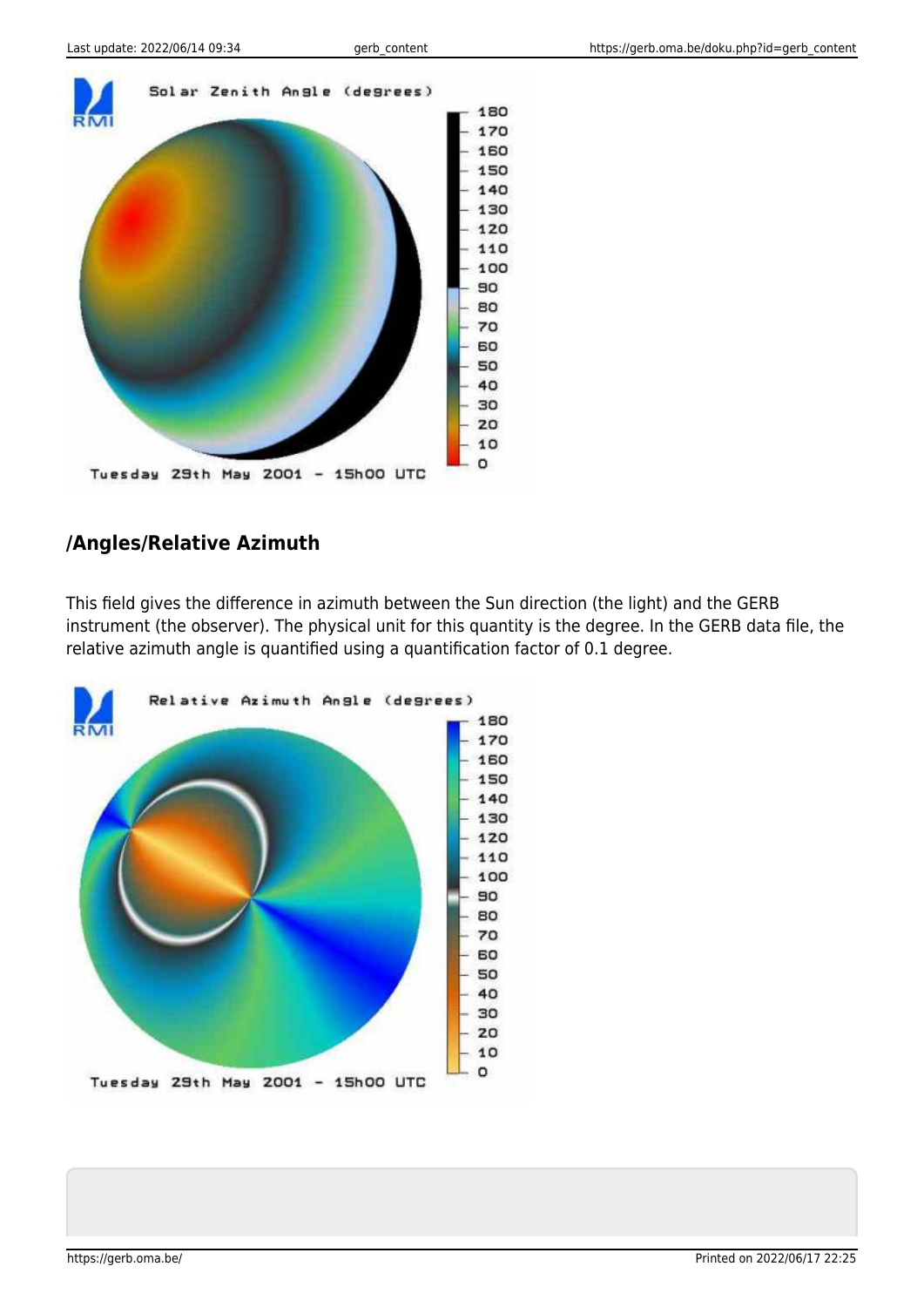## /Angles/Relative Azimuth

This field gives the difference in azimuth between the Sun direction (the light) and the GERB instrument (the observer). The physical unit for this quantity is the degree. In the GERB data file, the relative azimuth angle is quantified using a quantification factor of 0.1 degree.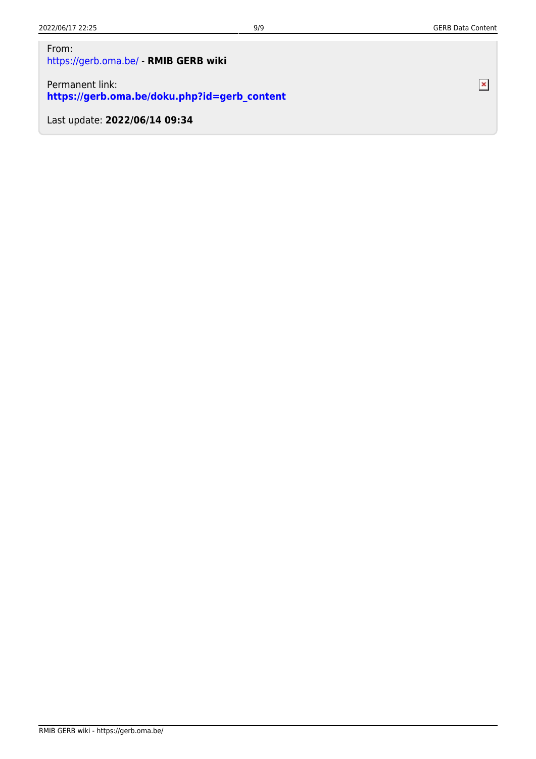From:
https://gerb.oma.be/ - **RMIB GERB wiki**

Permanent link:
**https://gerb.oma.be/doku.php?id=gerb_content**

Last update: **2022/06/14 09:34**